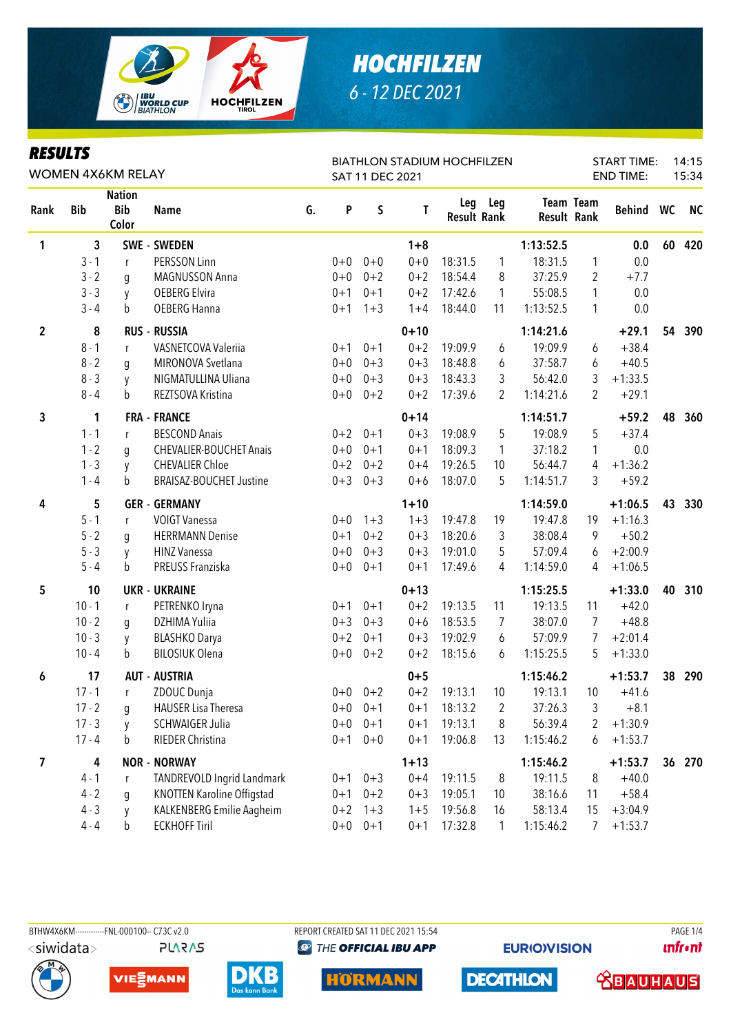# HOCHFILZEN

6 - 12 DEC 2021

## RESULTS

WOMEN 4X6KM RELAY

BIATHLON STADIUM HOCHFILZEN
SAT 11 DEC 2021

START TIME: 14:15
END TIME: 15:34

| Rank | Bib | Nation Bib Color | Name | G. | P | S | T | Leg Result | Leg Rank | Team Result | Team Rank | Behind | WC | NC |
|---|---|---|---|---|---|---|---|---|---|---|---|---|---|---|
| 1 | 3 | SWE - SWEDEN | | | | | 1+8 | | | 1:13:52.5 | | 0.0 | 60 | 420 |
| | 3 - 1 | r | PERSSON Linn | | 0+0 | 0+0 | 0+0 | 18:31.5 | 1 | 18:31.5 | 1 | 0.0 | | |
| | 3 - 2 | g | MAGNUSSON Anna | | 0+0 | 0+2 | 0+2 | 18:54.4 | 8 | 37:25.9 | 2 | +7.7 | | |
| | 3 - 3 | y | OEBERG Elvira | | 0+1 | 0+1 | 0+2 | 17:42.6 | 1 | 55:08.5 | 1 | 0.0 | | |
| | 3 - 4 | b | OEBERG Hanna | | 0+1 | 1+3 | 1+4 | 18:44.0 | 11 | 1:13:52.5 | 1 | 0.0 | | |
| 2 | 8 | RUS - RUSSIA | | | | | 0+10 | | | 1:14:21.6 | | +29.1 | 54 | 390 |
| | 8 - 1 | r | VASNETCOVA Valeriia | | 0+1 | 0+1 | 0+2 | 19:09.9 | 6 | 19:09.9 | 6 | +38.4 | | |
| | 8 - 2 | g | MIRONOVA Svetlana | | 0+0 | 0+3 | 0+3 | 18:48.8 | 6 | 37:58.7 | 6 | +40.5 | | |
| | 8 - 3 | y | NIGMATULLINA Uliana | | 0+0 | 0+3 | 0+3 | 18:43.3 | 3 | 56:42.0 | 3 | +1:33.5 | | |
| | 8 - 4 | b | REZTSOVA Kristina | | 0+0 | 0+2 | 0+2 | 17:39.6 | 2 | 1:14:21.6 | 2 | +29.1 | | |
| 3 | 1 | FRA - FRANCE | | | | | 0+14 | | | 1:14:51.7 | | +59.2 | 48 | 360 |
| | 1 - 1 | r | BESCOND Anais | | 0+2 | 0+1 | 0+3 | 19:08.9 | 5 | 19:08.9 | 5 | +37.4 | | |
| | 1 - 2 | g | CHEVALIER-BOUCHET Anais | | 0+0 | 0+1 | 0+1 | 18:09.3 | 1 | 37:18.2 | 1 | 0.0 | | |
| | 1 - 3 | y | CHEVALIER Chloe | | 0+2 | 0+2 | 0+4 | 19:26.5 | 10 | 56:44.7 | 4 | +1:36.2 | | |
| | 1 - 4 | b | BRAISAZ-BOUCHET Justine | | 0+3 | 0+3 | 0+6 | 18:07.0 | 5 | 1:14:51.7 | 3 | +59.2 | | |
| 4 | 5 | GER - GERMANY | | | | | 1+10 | | | 1:14:59.0 | | +1:06.5 | 43 | 330 |
| | 5 - 1 | r | VOIGT Vanessa | | 0+0 | 1+3 | 1+3 | 19:47.8 | 19 | 19:47.8 | 19 | +1:16.3 | | |
| | 5 - 2 | g | HERRMANN Denise | | 0+1 | 0+2 | 0+3 | 18:20.6 | 3 | 38:08.4 | 9 | +50.2 | | |
| | 5 - 3 | y | HINZ Vanessa | | 0+0 | 0+3 | 0+3 | 19:01.0 | 5 | 57:09.4 | 6 | +2:00.9 | | |
| | 5 - 4 | b | PREUSS Franziska | | 0+0 | 0+1 | 0+1 | 17:49.6 | 4 | 1:14:59.0 | 4 | +1:06.5 | | |
| 5 | 10 | UKR - UKRAINE | | | | | 0+13 | | | 1:15:25.5 | | +1:33.0 | 40 | 310 |
| | 10 - 1 | r | PETRENKO Iryna | | 0+1 | 0+1 | 0+2 | 19:13.5 | 11 | 19:13.5 | 11 | +42.0 | | |
| | 10 - 2 | g | DZHIMA Yuliia | | 0+3 | 0+3 | 0+6 | 18:53.5 | 7 | 38:07.0 | 7 | +48.8 | | |
| | 10 - 3 | y | BLASHKO Darya | | 0+2 | 0+1 | 0+3 | 19:02.9 | 6 | 57:09.9 | 7 | +2:01.4 | | |
| | 10 - 4 | b | BILOSIUK Olena | | 0+0 | 0+2 | 0+2 | 18:15.6 | 6 | 1:15:25.5 | 5 | +1:33.0 | | |
| 6 | 17 | AUT - AUSTRIA | | | | | 0+5 | | | 1:15:46.2 | | +1:53.7 | 38 | 290 |
| | 17 - 1 | r | ZDOUC Dunja | | 0+0 | 0+2 | 0+2 | 19:13.1 | 10 | 19:13.1 | 10 | +41.6 | | |
| | 17 - 2 | g | HAUSER Lisa Theresa | | 0+0 | 0+1 | 0+1 | 18:13.2 | 2 | 37:26.3 | 3 | +8.1 | | |
| | 17 - 3 | y | SCHWAIGER Julia | | 0+0 | 0+1 | 0+1 | 19:13.1 | 8 | 56:39.4 | 2 | +1:30.9 | | |
| | 17 - 4 | b | RIEDER Christina | | 0+1 | 0+0 | 0+1 | 19:06.8 | 13 | 1:15:46.2 | 6 | +1:53.7 | | |
| 7 | 4 | NOR - NORWAY | | | | | 1+13 | | | 1:15:46.2 | | +1:53.7 | 36 | 270 |
| | 4 - 1 | r | TANDREVOLD Ingrid Landmark | | 0+1 | 0+3 | 0+4 | 19:11.5 | 8 | 19:11.5 | 8 | +40.0 | | |
| | 4 - 2 | g | KNOTTEN Karoline Offigstad | | 0+1 | 0+2 | 0+3 | 19:05.1 | 10 | 38:16.6 | 11 | +58.4 | | |
| | 4 - 3 | y | KALKENBERG Emilie Aagheim | | 0+2 | 1+3 | 1+5 | 19:56.8 | 16 | 58:13.4 | 15 | +3:04.9 | | |
| | 4 - 4 | b | ECKHOFF Tiril | | 0+0 | 0+1 | 0+1 | 17:32.8 | 1 | 1:15:46.2 | 7 | +1:53.7 | | |

BTHW4X6KM------------FNL-000100-- C73C v2.0
REPORT CREATED SAT 11 DEC 2021 15:54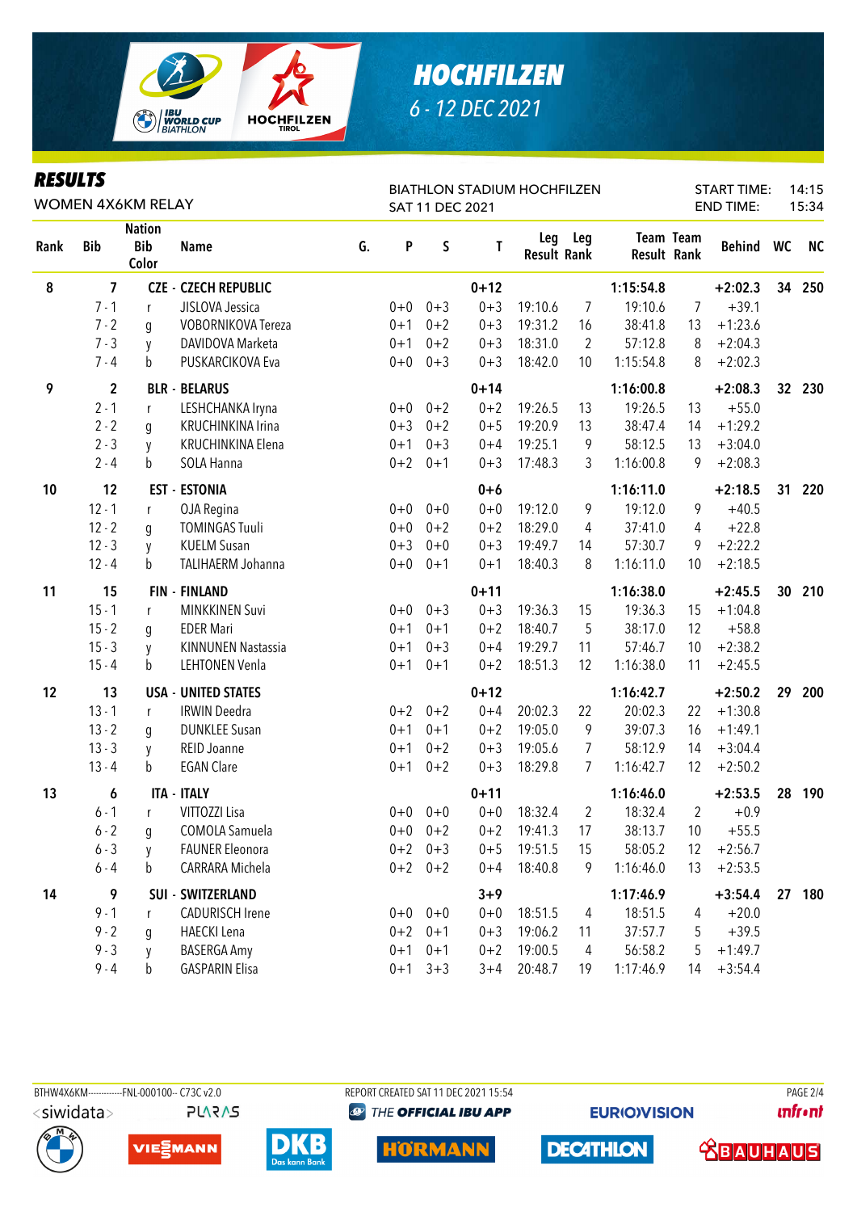# HOCHFILZEN

6 - 12 DEC 2021

## RESULTS

WOMEN 4X6KM RELAY

BIATHLON STADIUM HOCHFILZEN

SAT 11 DEC 2021

START TIME: 14:15
END TIME: 15:34

| Rank | Bib | Nation Bib Color | Name | G. | P | S | T | Leg Result | Leg Rank | Team Result | Team Rank | Behind | WC | NC |
|---|---|---|---|---|---|---|---|---|---|---|---|---|---|---|
| 8 | 7 | CZE - CZECH REPUBLIC | | | | | 0+12 | | | 1:15:54.8 | | +2:02.3 | 34 | 250 |
| | 7 - 1 | r | JISLOVA Jessica | | 0+0 | 0+3 | 0+3 | 19:10.6 | 7 | 19:10.6 | 7 | +39.1 | | |
| | 7 - 2 | g | VOBORNIKOVA Tereza | | 0+1 | 0+2 | 0+3 | 19:31.2 | 16 | 38:41.8 | 13 | +1:23.6 | | |
| | 7 - 3 | y | DAVIDOVA Marketa | | 0+1 | 0+2 | 0+3 | 18:31.0 | 2 | 57:12.8 | 8 | +2:04.3 | | |
| | 7 - 4 | b | PUSKARCIKOVA Eva | | 0+0 | 0+3 | 0+3 | 18:42.0 | 10 | 1:15:54.8 | 8 | +2:02.3 | | |
| 9 | 2 | BLR - BELARUS | | | | | 0+14 | | | 1:16:00.8 | | +2:08.3 | 32 | 230 |
| | 2 - 1 | r | LESHCHANKA Iryna | | 0+0 | 0+2 | 0+2 | 19:26.5 | 13 | 19:26.5 | 13 | +55.0 | | |
| | 2 - 2 | g | KRUCHINKINA Irina | | 0+3 | 0+2 | 0+5 | 19:20.9 | 13 | 38:47.4 | 14 | +1:29.2 | | |
| | 2 - 3 | y | KRUCHINKINA Elena | | 0+1 | 0+3 | 0+4 | 19:25.1 | 9 | 58:12.5 | 13 | +3:04.0 | | |
| | 2 - 4 | b | SOLA Hanna | | 0+2 | 0+1 | 0+3 | 17:48.3 | 3 | 1:16:00.8 | 9 | +2:08.3 | | |
| 10 | 12 | EST - ESTONIA | | | | | 0+6 | | | 1:16:11.0 | | +2:18.5 | 31 | 220 |
| | 12 - 1 | r | OJA Regina | | 0+0 | 0+0 | 0+0 | 19:12.0 | 9 | 19:12.0 | 9 | +40.5 | | |
| | 12 - 2 | g | TOMINGAS Tuuli | | 0+0 | 0+2 | 0+2 | 18:29.0 | 4 | 37:41.0 | 4 | +22.8 | | |
| | 12 - 3 | y | KUELM Susan | | 0+3 | 0+0 | 0+3 | 19:49.7 | 14 | 57:30.7 | 9 | +2:22.2 | | |
| | 12 - 4 | b | TALIHAERM Johanna | | 0+0 | 0+1 | 0+1 | 18:40.3 | 8 | 1:16:11.0 | 10 | +2:18.5 | | |
| 11 | 15 | FIN - FINLAND | | | | | 0+11 | | | 1:16:38.0 | | +2:45.5 | 30 | 210 |
| | 15 - 1 | r | MINKKINEN Suvi | | 0+0 | 0+3 | 0+3 | 19:36.3 | 15 | 19:36.3 | 15 | +1:04.8 | | |
| | 15 - 2 | g | EDER Mari | | 0+1 | 0+1 | 0+2 | 18:40.7 | 5 | 38:17.0 | 12 | +58.8 | | |
| | 15 - 3 | y | KINNUNEN Nastassia | | 0+1 | 0+3 | 0+4 | 19:29.7 | 11 | 57:46.7 | 10 | +2:38.2 | | |
| | 15 - 4 | b | LEHTONEN Venla | | 0+1 | 0+1 | 0+2 | 18:51.3 | 12 | 1:16:38.0 | 11 | +2:45.5 | | |
| 12 | 13 | USA - UNITED STATES | | | | | 0+12 | | | 1:16:42.7 | | +2:50.2 | 29 | 200 |
| | 13 - 1 | r | IRWIN Deedra | | 0+2 | 0+2 | 0+4 | 20:02.3 | 22 | 20:02.3 | 22 | +1:30.8 | | |
| | 13 - 2 | g | DUNKLEE Susan | | 0+1 | 0+1 | 0+2 | 19:05.0 | 9 | 39:07.3 | 16 | +1:49.1 | | |
| | 13 - 3 | y | REID Joanne | | 0+1 | 0+2 | 0+3 | 19:05.6 | 7 | 58:12.9 | 14 | +3:04.4 | | |
| | 13 - 4 | b | EGAN Clare | | 0+1 | 0+2 | 0+3 | 18:29.8 | 7 | 1:16:42.7 | 12 | +2:50.2 | | |
| 13 | 6 | ITA - ITALY | | | | | 0+11 | | | 1:16:46.0 | | +2:53.5 | 28 | 190 |
| | 6 - 1 | r | VITTOZZI Lisa | | 0+0 | 0+0 | 0+0 | 18:32.4 | 2 | 18:32.4 | 2 | +0.9 | | |
| | 6 - 2 | g | COMOLA Samuela | | 0+0 | 0+2 | 0+2 | 19:41.3 | 17 | 38:13.7 | 10 | +55.5 | | |
| | 6 - 3 | y | FAUNER Eleonora | | 0+2 | 0+3 | 0+5 | 19:51.5 | 15 | 58:05.2 | 12 | +2:56.7 | | |
| | 6 - 4 | b | CARRARA Michela | | 0+2 | 0+2 | 0+4 | 18:40.8 | 9 | 1:16:46.0 | 13 | +2:53.5 | | |
| 14 | 9 | SUI - SWITZERLAND | | | | | 3+9 | | | 1:17:46.9 | | +3:54.4 | 27 | 180 |
| | 9 - 1 | r | CADURISCH Irene | | 0+0 | 0+0 | 0+0 | 18:51.5 | 4 | 18:51.5 | 4 | +20.0 | | |
| | 9 - 2 | g | HAECKI Lena | | 0+2 | 0+1 | 0+3 | 19:06.2 | 11 | 37:57.7 | 5 | +39.5 | | |
| | 9 - 3 | y | BASERGA Amy | | 0+1 | 0+1 | 0+2 | 19:00.5 | 4 | 56:58.2 | 5 | +1:49.7 | | |
| | 9 - 4 | b | GASPARIN Elisa | | 0+1 | 3+3 | 3+4 | 20:48.7 | 19 | 1:17:46.9 | 14 | +3:54.4 | | |

BTHW4X6KM------------FNL-000100-- C73C v2.0 REPORT CREATED SAT 11 DEC 2021 15:54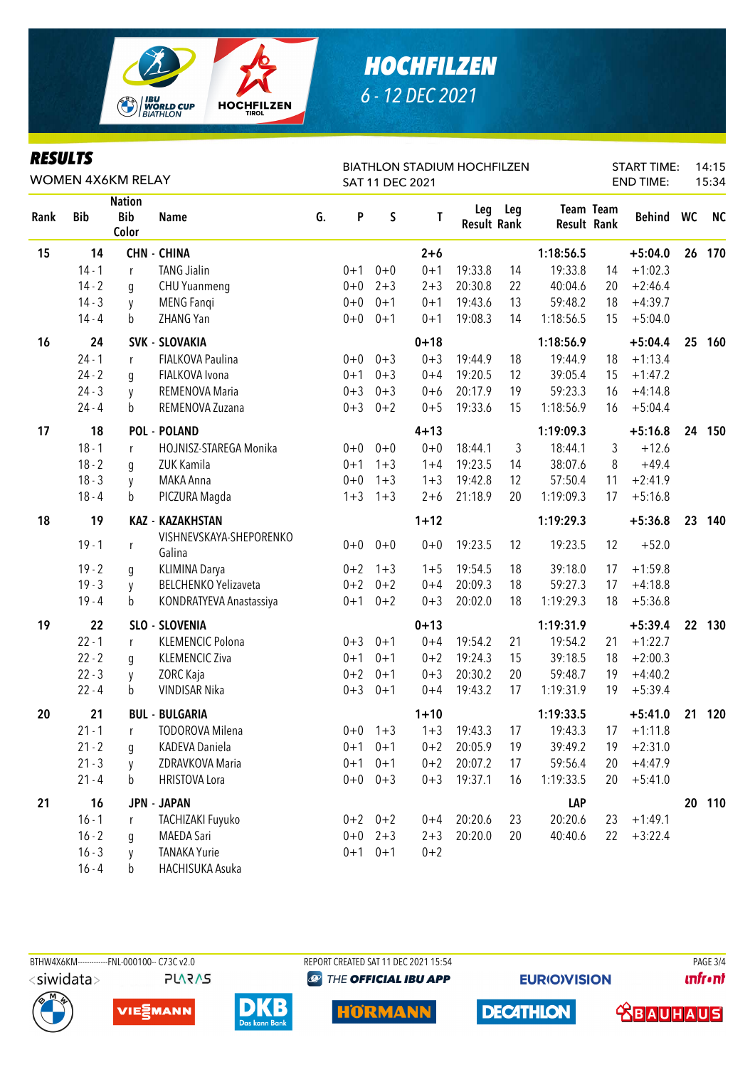# HOCHFILZEN

6 - 12 DEC 2021

## RESULTS

WOMEN 4X6KM RELAY

BIATHLON STADIUM HOCHFILZEN
SAT 11 DEC 2021

START TIME: 14:15
END TIME: 15:34

| Rank | Bib | Nation Bib Color | Name | G. | P | S | T | Leg Result | Leg Rank | Team Result | Team Rank | Behind | WC | NC |
|---|---|---|---|---|---|---|---|---|---|---|---|---|---|---|
| 15 | 14 | CHN - CHINA | | | | | 2+6 | | | 1:18:56.5 | | +5:04.0 | 26 | 170 |
| | 14 - 1 | r | TANG Jialin | | 0+1 | 0+0 | 0+1 | 19:33.8 | 14 | 19:33.8 | 14 | +1:02.3 | | |
| | 14 - 2 | g | CHU Yuanmeng | | 0+0 | 2+3 | 2+3 | 20:30.8 | 22 | 40:04.6 | 20 | +2:46.4 | | |
| | 14 - 3 | y | MENG Fanqi | | 0+0 | 0+1 | 0+1 | 19:43.6 | 13 | 59:48.2 | 18 | +4:39.7 | | |
| | 14 - 4 | b | ZHANG Yan | | 0+0 | 0+1 | 0+1 | 19:08.3 | 14 | 1:18:56.5 | 15 | +5:04.0 | | |
| 16 | 24 | SVK - SLOVAKIA | | | | | 0+18 | | | 1:18:56.9 | | +5:04.4 | 25 | 160 |
| | 24 - 1 | r | FIALKOVA Paulina | | 0+0 | 0+3 | 0+3 | 19:44.9 | 18 | 19:44.9 | 18 | +1:13.4 | | |
| | 24 - 2 | g | FIALKOVA Ivona | | 0+1 | 0+3 | 0+4 | 19:20.5 | 12 | 39:05.4 | 15 | +1:47.2 | | |
| | 24 - 3 | y | REMENOVA Maria | | 0+3 | 0+3 | 0+6 | 20:17.9 | 19 | 59:23.3 | 16 | +4:14.8 | | |
| | 24 - 4 | b | REMENOVA Zuzana | | 0+3 | 0+2 | 0+5 | 19:33.6 | 15 | 1:18:56.9 | 16 | +5:04.4 | | |
| 17 | 18 | POL - POLAND | | | | | 4+13 | | | 1:19:09.3 | | +5:16.8 | 24 | 150 |
| | 18 - 1 | r | HOJNISZ-STAREGA Monika | | 0+0 | 0+0 | 0+0 | 18:44.1 | 3 | 18:44.1 | 3 | +12.6 | | |
| | 18 - 2 | g | ZUK Kamila | | 0+1 | 1+3 | 1+4 | 19:23.5 | 14 | 38:07.6 | 8 | +49.4 | | |
| | 18 - 3 | y | MAKA Anna | | 0+0 | 1+3 | 1+3 | 19:42.8 | 12 | 57:50.4 | 11 | +2:41.9 | | |
| | 18 - 4 | b | PICZURA Magda | | 1+3 | 1+3 | 2+6 | 21:18.9 | 20 | 1:19:09.3 | 17 | +5:16.8 | | |
| 18 | 19 | KAZ - KAZAKHSTAN | | | | | 1+12 | | | 1:19:29.3 | | +5:36.8 | 23 | 140 |
| | 19 - 1 | r | VISHNEVSKAYA-SHEPORENKO Galina | | 0+0 | 0+0 | 0+0 | 19:23.5 | 12 | 19:23.5 | 12 | +52.0 | | |
| | 19 - 2 | g | KLIMINA Darya | | 0+2 | 1+3 | 1+5 | 19:54.5 | 18 | 39:18.0 | 17 | +1:59.8 | | |
| | 19 - 3 | y | BELCHENKO Yelizaveta | | 0+2 | 0+2 | 0+4 | 20:09.3 | 18 | 59:27.3 | 17 | +4:18.8 | | |
| | 19 - 4 | b | KONDRATYEVA Anastassiya | | 0+1 | 0+2 | 0+3 | 20:02.0 | 18 | 1:19:29.3 | 18 | +5:36.8 | | |
| 19 | 22 | SLO - SLOVENIA | | | | | 0+13 | | | 1:19:31.9 | | +5:39.4 | 22 | 130 |
| | 22 - 1 | r | KLEMENCIC Polona | | 0+3 | 0+1 | 0+4 | 19:54.2 | 21 | 19:54.2 | 21 | +1:22.7 | | |
| | 22 - 2 | g | KLEMENCIC Ziva | | 0+1 | 0+1 | 0+2 | 19:24.3 | 15 | 39:18.5 | 18 | +2:00.3 | | |
| | 22 - 3 | y | ZORC Kaja | | 0+2 | 0+1 | 0+3 | 20:30.2 | 20 | 59:48.7 | 19 | +4:40.2 | | |
| | 22 - 4 | b | VINDISAR Nika | | 0+3 | 0+1 | 0+4 | 19:43.2 | 17 | 1:19:31.9 | 19 | +5:39.4 | | |
| 20 | 21 | BUL - BULGARIA | | | | | 1+10 | | | 1:19:33.5 | | +5:41.0 | 21 | 120 |
| | 21 - 1 | r | TODOROVA Milena | | 0+0 | 1+3 | 1+3 | 19:43.3 | 17 | 19:43.3 | 17 | +1:11.8 | | |
| | 21 - 2 | g | KADEVA Daniela | | 0+1 | 0+1 | 0+2 | 20:05.9 | 19 | 39:49.2 | 19 | +2:31.0 | | |
| | 21 - 3 | y | ZDRAVKOVA Maria | | 0+1 | 0+1 | 0+2 | 20:07.2 | 17 | 59:56.4 | 20 | +4:47.9 | | |
| | 21 - 4 | b | HRISTOVA Lora | | 0+0 | 0+3 | 0+3 | 19:37.1 | 16 | 1:19:33.5 | 20 | +5:41.0 | | |
| 21 | 16 | JPN - JAPAN | | | | | | | | LAP | | | 20 | 110 |
| | 16 - 1 | r | TACHIZAKI Fuyuko | | 0+2 | 0+2 | 0+4 | 20:20.6 | 23 | 20:20.6 | 23 | +1:49.1 | | |
| | 16 - 2 | g | MAEDA Sari | | 0+0 | 2+3 | 2+3 | 20:20.0 | 20 | 40:40.6 | 22 | +3:22.4 | | |
| | 16 - 3 | y | TANAKA Yurie | | 0+1 | 0+1 | 0+2 | | | | | | | |
| | 16 - 4 | b | HACHISUKA Asuka | | | | | | | | | | | |

BTHW4X6KM------------FNL-000100-- C73C v2.0 REPORT CREATED SAT 11 DEC 2021 15:54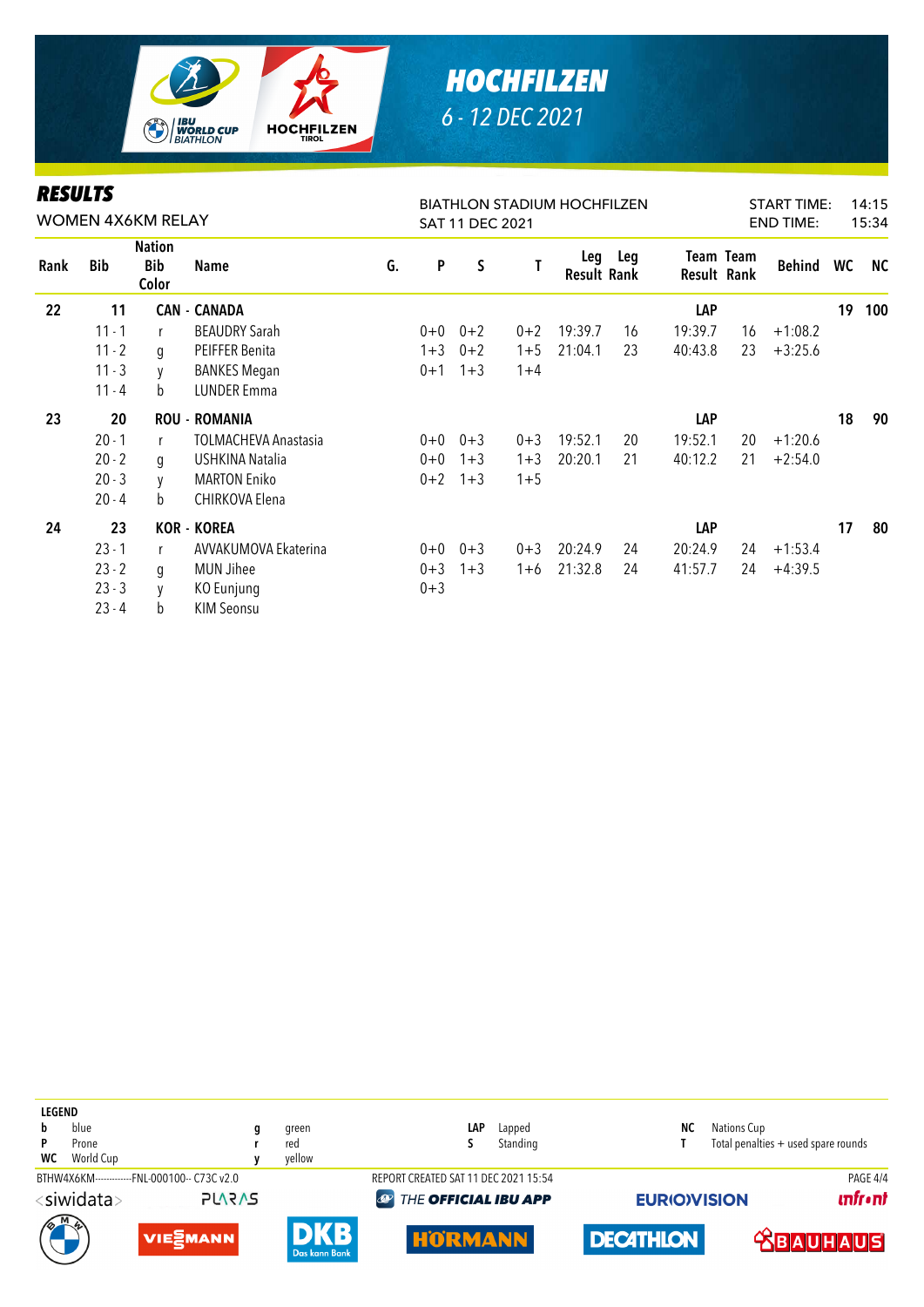# HOCHFILZEN

6 - 12 DEC 2021

## RESULTS

WOMEN 4X6KM RELAY

BIATHLON STADIUM HOCHFILZEN
SAT 11 DEC 2021

START TIME: 14:15
END TIME: 15:34

| Rank | Bib | Nation Bib Color | Name | G. | P | S | T | Leg Result | Leg Rank | Team Result | Team Rank | Behind | WC | NC |
|---|---|---|---|---|---|---|---|---|---|---|---|---|---|---|
| 22 | 11 | CAN - CANADA | | | | | | | | LAP | | | 19 | 100 |
| | 11 - 1 | r | BEAUDRY Sarah | | 0+0 | 0+2 | 0+2 | 19:39.7 | 16 | 19:39.7 | 16 | +1:08.2 | | |
| | 11 - 2 | g | PEIFFER Benita | | 1+3 | 0+2 | 1+5 | 21:04.1 | 23 | 40:43.8 | 23 | +3:25.6 | | |
| | 11 - 3 | y | BANKES Megan | | 0+1 | 1+3 | 1+4 | | | | | | | |
| | 11 - 4 | b | LUNDER Emma | | | | | | | | | | | |
| 23 | 20 | ROU - ROMANIA | | | | | | | | LAP | | | 18 | 90 |
| | 20 - 1 | r | TOLMACHEVA Anastasia | | 0+0 | 0+3 | 0+3 | 19:52.1 | 20 | 19:52.1 | 20 | +1:20.6 | | |
| | 20 - 2 | g | USHKINA Natalia | | 0+0 | 1+3 | 1+3 | 20:20.1 | 21 | 40:12.2 | 21 | +2:54.0 | | |
| | 20 - 3 | y | MARTON Eniko | | 0+2 | 1+3 | 1+5 | | | | | | | |
| | 20 - 4 | b | CHIRKOVA Elena | | | | | | | | | | | |
| 24 | 23 | KOR - KOREA | | | | | | | | LAP | | | 17 | 80 |
| | 23 - 1 | r | AVVAKUMOVA Ekaterina | | 0+0 | 0+3 | 0+3 | 20:24.9 | 24 | 20:24.9 | 24 | +1:53.4 | | |
| | 23 - 2 | g | MUN Jihee | | 0+3 | 1+3 | 1+6 | 21:32.8 | 24 | 41:57.7 | 24 | +4:39.5 | | |
| | 23 - 3 | y | KO Eunjung | | 0+3 | | | | | | | | | |
| | 23 - 4 | b | KIM Seonsu | | | | | | | | | | | |

**LEGEND**

| | | | | | | | |
|---|---|---|---|---|---|---|---|
| b | blue | g | green | LAP | Lapped | NC | Nations Cup |
| P | Prone | r | red | S | Standing | T | Total penalties + used spare rounds |
| WC | World Cup | y | yellow | | | | |

BTHW4X6KM------------FNL-000100-- C73C v2.0 — REPORT CREATED SAT 11 DEC 2021 15:54

siwidata — PLARAS — THE OFFICIAL IBU APP — EUROVISION — infront

BMW — VIESSMANN — DKB Das kann Bank — HÖRMANN — DECATHLON — BAUHAUS